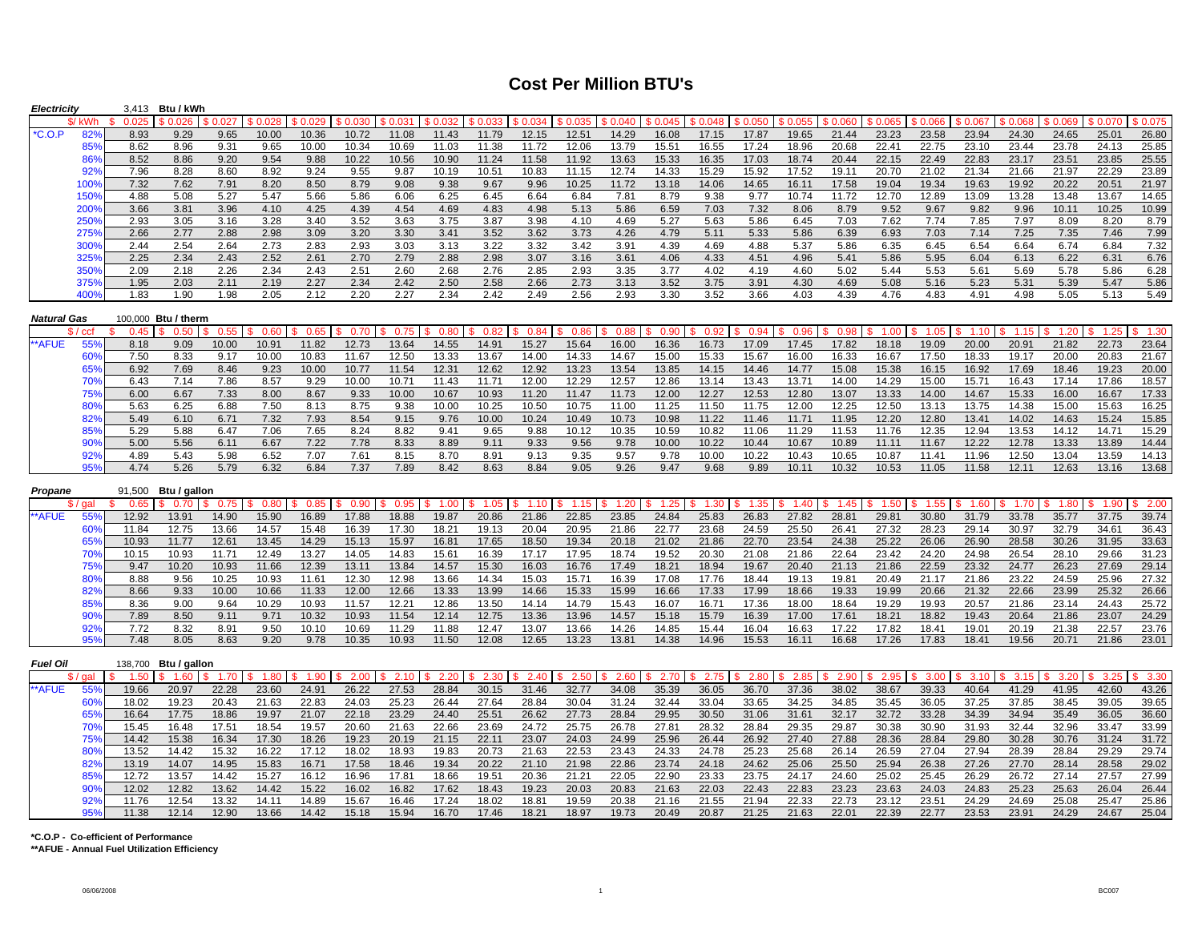# Cost Per Million BTU's

***Electricity*** 3,413 **Btu / kWh**

| | $/ kWh | $ 0.025 | $ 0.026 | $ 0.027 | $ 0.028 | $ 0.029 | $ 0.030 | $ 0.031 | $ 0.032 | $ 0.033 | $ 0.034 | $ 0.035 | $ 0.040 | $ 0.045 | $ 0.048 | $ 0.050 | $ 0.055 | $ 0.060 | $ 0.065 | $ 0.066 | $ 0.067 | $ 0.068 | $ 0.069 | $ 0.070 | $ 0.075 |
|---|---|---|---|---|---|---|---|---|---|---|---|---|---|---|---|---|---|---|---|---|---|---|---|---|---|
| *C.O.P | 82% | 8.93 | 9.29 | 9.65 | 10.00 | 10.36 | 10.72 | 11.08 | 11.43 | 11.79 | 12.15 | 12.51 | 14.29 | 16.08 | 17.15 | 17.87 | 19.65 | 21.44 | 23.23 | 23.58 | 23.94 | 24.30 | 24.65 | 25.01 | 26.80 |
| | 85% | 8.62 | 8.96 | 9.31 | 9.65 | 10.00 | 10.34 | 10.69 | 11.03 | 11.38 | 11.72 | 12.06 | 13.79 | 15.51 | 16.55 | 17.24 | 18.96 | 20.68 | 22.41 | 22.75 | 23.10 | 23.44 | 23.78 | 24.13 | 25.85 |
| | 86% | 8.52 | 8.86 | 9.20 | 9.54 | 9.88 | 10.22 | 10.56 | 10.90 | 11.24 | 11.58 | 11.92 | 13.63 | 15.33 | 16.35 | 17.03 | 18.74 | 20.44 | 22.15 | 22.49 | 22.83 | 23.17 | 23.51 | 23.85 | 25.55 |
| | 92% | 7.96 | 8.28 | 8.60 | 8.92 | 9.24 | 9.55 | 9.87 | 10.19 | 10.51 | 10.83 | 11.15 | 12.74 | 14.33 | 15.29 | 15.92 | 17.52 | 19.11 | 20.70 | 21.02 | 21.34 | 21.66 | 21.97 | 22.29 | 23.89 |
| | 100% | 7.32 | 7.62 | 7.91 | 8.20 | 8.50 | 8.79 | 9.08 | 9.38 | 9.67 | 9.96 | 10.25 | 11.72 | 13.18 | 14.06 | 14.65 | 16.11 | 17.58 | 19.04 | 19.34 | 19.63 | 19.92 | 20.22 | 20.51 | 21.97 |
| | 150% | 4.88 | 5.08 | 5.27 | 5.47 | 5.66 | 5.86 | 6.06 | 6.25 | 6.45 | 6.64 | 6.84 | 7.81 | 8.79 | 9.38 | 9.77 | 10.74 | 11.72 | 12.70 | 12.89 | 13.09 | 13.28 | 13.48 | 13.67 | 14.65 |
| | 200% | 3.66 | 3.81 | 3.96 | 4.10 | 4.25 | 4.39 | 4.54 | 4.69 | 4.83 | 4.98 | 5.13 | 5.86 | 6.59 | 7.03 | 7.32 | 8.06 | 8.79 | 9.52 | 9.67 | 9.82 | 9.96 | 10.11 | 10.25 | 10.99 |
| | 250% | 2.93 | 3.05 | 3.16 | 3.28 | 3.40 | 3.52 | 3.63 | 3.75 | 3.87 | 3.98 | 4.10 | 4.69 | 5.27 | 5.63 | 5.86 | 6.45 | 7.03 | 7.62 | 7.74 | 7.85 | 7.97 | 8.09 | 8.20 | 8.79 |
| | 275% | 2.66 | 2.77 | 2.88 | 2.98 | 3.09 | 3.20 | 3.30 | 3.41 | 3.52 | 3.62 | 3.73 | 4.26 | 4.79 | 5.11 | 5.33 | 5.86 | 6.39 | 6.93 | 7.03 | 7.14 | 7.25 | 7.35 | 7.46 | 7.99 |
| | 300% | 2.44 | 2.54 | 2.64 | 2.73 | 2.83 | 2.93 | 3.03 | 3.13 | 3.22 | 3.32 | 3.42 | 3.91 | 4.39 | 4.69 | 4.88 | 5.37 | 5.86 | 6.35 | 6.45 | 6.54 | 6.64 | 6.74 | 6.84 | 7.32 |
| | 325% | 2.25 | 2.34 | 2.43 | 2.52 | 2.61 | 2.70 | 2.79 | 2.88 | 2.98 | 3.07 | 3.16 | 3.61 | 4.06 | 4.33 | 4.51 | 4.96 | 5.41 | 5.86 | 5.95 | 6.04 | 6.13 | 6.22 | 6.31 | 6.76 |
| | 350% | 2.09 | 2.18 | 2.26 | 2.34 | 2.43 | 2.51 | 2.60 | 2.68 | 2.76 | 2.85 | 2.93 | 3.35 | 3.77 | 4.02 | 4.19 | 4.60 | 5.02 | 5.44 | 5.53 | 5.61 | 5.69 | 5.78 | 5.86 | 6.28 |
| | 375% | 1.95 | 2.03 | 2.11 | 2.19 | 2.27 | 2.34 | 2.42 | 2.50 | 2.58 | 2.66 | 2.73 | 3.13 | 3.52 | 3.75 | 3.91 | 4.30 | 4.69 | 5.08 | 5.16 | 5.23 | 5.31 | 5.39 | 5.47 | 5.86 |
| | 400% | 1.83 | 1.90 | 1.98 | 2.05 | 2.12 | 2.20 | 2.27 | 2.34 | 2.42 | 2.49 | 2.56 | 2.93 | 3.30 | 3.52 | 3.66 | 4.03 | 4.39 | 4.76 | 4.83 | 4.91 | 4.98 | 5.05 | 5.13 | 5.49 |

***Natural Gas*** 100,000 **Btu / therm**

| | $ / ccf | $ 0.45 | $ 0.50 | $ 0.55 | $ 0.60 | $ 0.65 | $ 0.70 | $ 0.75 | $ 0.80 | $ 0.82 | $ 0.84 | $ 0.86 | $ 0.88 | $ 0.90 | $ 0.92 | $ 0.94 | $ 0.96 | $ 0.98 | $ 1.00 | $ 1.05 | $ 1.10 | $ 1.15 | $ 1.20 | $ 1.25 | $ 1.30 |
|---|---|---|---|---|---|---|---|---|---|---|---|---|---|---|---|---|---|---|---|---|---|---|---|---|---|
| **AFUE | 55% | 8.18 | 9.09 | 10.00 | 10.91 | 11.82 | 12.73 | 13.64 | 14.55 | 14.91 | 15.27 | 15.64 | 16.00 | 16.36 | 16.73 | 17.09 | 17.45 | 17.82 | 18.18 | 19.09 | 20.00 | 20.91 | 21.82 | 22.73 | 23.64 |
| | 60% | 7.50 | 8.33 | 9.17 | 10.00 | 10.83 | 11.67 | 12.50 | 13.33 | 13.67 | 14.00 | 14.33 | 14.67 | 15.00 | 15.33 | 15.67 | 16.00 | 16.33 | 16.67 | 17.50 | 18.33 | 19.17 | 20.00 | 20.83 | 21.67 |
| | 65% | 6.92 | 7.69 | 8.46 | 9.23 | 10.00 | 10.77 | 11.54 | 12.31 | 12.62 | 12.92 | 13.23 | 13.54 | 13.85 | 14.15 | 14.46 | 14.77 | 15.08 | 15.38 | 16.15 | 16.92 | 17.69 | 18.46 | 19.23 | 20.00 |
| | 70% | 6.43 | 7.14 | 7.86 | 8.57 | 9.29 | 10.00 | 10.71 | 11.43 | 11.71 | 12.00 | 12.29 | 12.57 | 12.86 | 13.14 | 13.43 | 13.71 | 14.00 | 14.29 | 15.00 | 15.71 | 16.43 | 17.14 | 17.86 | 18.57 |
| | 75% | 6.00 | 6.67 | 7.33 | 8.00 | 8.67 | 9.33 | 10.00 | 10.67 | 10.93 | 11.20 | 11.47 | 11.73 | 12.00 | 12.27 | 12.53 | 12.80 | 13.07 | 13.33 | 14.00 | 14.67 | 15.33 | 16.00 | 16.67 | 17.33 |
| | 80% | 5.63 | 6.25 | 6.88 | 7.50 | 8.13 | 8.75 | 9.38 | 10.00 | 10.25 | 10.50 | 10.75 | 11.00 | 11.25 | 11.50 | 11.75 | 12.00 | 12.25 | 12.50 | 13.13 | 13.75 | 14.38 | 15.00 | 15.63 | 16.25 |
| | 82% | 5.49 | 6.10 | 6.71 | 7.32 | 7.93 | 8.54 | 9.15 | 9.76 | 10.00 | 10.24 | 10.49 | 10.73 | 10.98 | 11.22 | 11.46 | 11.71 | 11.95 | 12.20 | 12.80 | 13.41 | 14.02 | 14.63 | 15.24 | 15.85 |
| | 85% | 5.29 | 5.88 | 6.47 | 7.06 | 7.65 | 8.24 | 8.82 | 9.41 | 9.65 | 9.88 | 10.12 | 10.35 | 10.59 | 10.82 | 11.06 | 11.29 | 11.53 | 11.76 | 12.35 | 12.94 | 13.53 | 14.12 | 14.71 | 15.29 |
| | 90% | 5.00 | 5.56 | 6.11 | 6.67 | 7.22 | 7.78 | 8.33 | 8.89 | 9.11 | 9.33 | 9.56 | 9.78 | 10.00 | 10.22 | 10.44 | 10.67 | 10.89 | 11.11 | 11.67 | 12.22 | 12.78 | 13.33 | 13.89 | 14.44 |
| | 92% | 4.89 | 5.43 | 5.98 | 6.52 | 7.07 | 7.61 | 8.15 | 8.70 | 8.91 | 9.13 | 9.35 | 9.57 | 9.78 | 10.00 | 10.22 | 10.43 | 10.65 | 10.87 | 11.41 | 11.96 | 12.50 | 13.04 | 13.59 | 14.13 |
| | 95% | 4.74 | 5.26 | 5.79 | 6.32 | 6.84 | 7.37 | 7.89 | 8.42 | 8.63 | 8.84 | 9.05 | 9.26 | 9.47 | 9.68 | 9.89 | 10.11 | 10.32 | 10.53 | 11.05 | 11.58 | 12.11 | 12.63 | 13.16 | 13.68 |

***Propane*** 91,500 **Btu / gallon**

| | $ / gal | $ 0.65 | $ 0.70 | $ 0.75 | $ 0.80 | $ 0.85 | $ 0.90 | $ 0.95 | $ 1.00 | $ 1.05 | $ 1.10 | $ 1.15 | $ 1.20 | $ 1.25 | $ 1.30 | $ 1.35 | $ 1.40 | $ 1.45 | $ 1.50 | $ 1.55 | $ 1.60 | $ 1.70 | $ 1.80 | $ 1.90 | $ 2.00 |
|---|---|---|---|---|---|---|---|---|---|---|---|---|---|---|---|---|---|---|---|---|---|---|---|---|---|
| **AFUE | 55% | 12.92 | 13.91 | 14.90 | 15.90 | 16.89 | 17.88 | 18.88 | 19.87 | 20.86 | 21.86 | 22.85 | 23.85 | 24.84 | 25.83 | 26.83 | 27.82 | 28.81 | 29.81 | 30.80 | 31.79 | 33.78 | 35.77 | 37.75 | 39.74 |
| | 60% | 11.84 | 12.75 | 13.66 | 14.57 | 15.48 | 16.39 | 17.30 | 18.21 | 19.13 | 20.04 | 20.95 | 21.86 | 22.77 | 23.68 | 24.59 | 25.50 | 26.41 | 27.32 | 28.23 | 29.14 | 30.97 | 32.79 | 34.61 | 36.43 |
| | 65% | 10.93 | 11.77 | 12.61 | 13.45 | 14.29 | 15.13 | 15.97 | 16.81 | 17.65 | 18.50 | 19.34 | 20.18 | 21.02 | 21.86 | 22.70 | 23.54 | 24.38 | 25.22 | 26.06 | 26.90 | 28.58 | 30.26 | 31.95 | 33.63 |
| | 70% | 10.15 | 10.93 | 11.71 | 12.49 | 13.27 | 14.05 | 14.83 | 15.61 | 16.39 | 17.17 | 17.95 | 18.74 | 19.52 | 20.30 | 21.08 | 21.86 | 22.64 | 23.42 | 24.20 | 24.98 | 26.54 | 28.10 | 29.66 | 31.23 |
| | 75% | 9.47 | 10.20 | 10.93 | 11.66 | 12.39 | 13.11 | 13.84 | 14.57 | 15.30 | 16.03 | 16.76 | 17.49 | 18.21 | 18.94 | 19.67 | 20.40 | 21.13 | 21.86 | 22.59 | 23.32 | 24.77 | 26.23 | 27.69 | 29.14 |
| | 80% | 8.88 | 9.56 | 10.25 | 10.93 | 11.61 | 12.30 | 12.98 | 13.66 | 14.34 | 15.03 | 15.71 | 16.39 | 17.08 | 17.76 | 18.44 | 19.13 | 19.81 | 20.49 | 21.17 | 21.86 | 23.22 | 24.59 | 25.96 | 27.32 |
| | 82% | 8.66 | 9.33 | 10.00 | 10.66 | 11.33 | 12.00 | 12.66 | 13.33 | 13.99 | 14.66 | 15.33 | 15.99 | 16.66 | 17.33 | 17.99 | 18.66 | 19.33 | 19.99 | 20.66 | 21.32 | 22.66 | 23.99 | 25.32 | 26.66 |
| | 85% | 8.36 | 9.00 | 9.64 | 10.29 | 10.93 | 11.57 | 12.21 | 12.86 | 13.50 | 14.14 | 14.79 | 15.43 | 16.07 | 16.71 | 17.36 | 18.00 | 18.64 | 19.29 | 19.93 | 20.57 | 21.86 | 23.14 | 24.43 | 25.72 |
| | 90% | 7.89 | 8.50 | 9.11 | 9.71 | 10.32 | 10.93 | 11.54 | 12.14 | 12.75 | 13.36 | 13.96 | 14.57 | 15.18 | 15.79 | 16.39 | 17.00 | 17.61 | 18.21 | 18.82 | 19.43 | 20.64 | 21.86 | 23.07 | 24.29 |
| | 92% | 7.72 | 8.32 | 8.91 | 9.50 | 10.10 | 10.69 | 11.29 | 11.88 | 12.47 | 13.07 | 13.66 | 14.26 | 14.85 | 15.44 | 16.04 | 16.63 | 17.22 | 17.82 | 18.41 | 19.01 | 20.19 | 21.38 | 22.57 | 23.76 |
| | 95% | 7.48 | 8.05 | 8.63 | 9.20 | 9.78 | 10.35 | 10.93 | 11.50 | 12.08 | 12.65 | 13.23 | 13.81 | 14.38 | 14.96 | 15.53 | 16.11 | 16.68 | 17.26 | 17.83 | 18.41 | 19.56 | 20.71 | 21.86 | 23.01 |

***Fuel Oil*** 138,700 **Btu / gallon**

| | $ / gal | $ 1.50 | $ 1.60 | $ 1.70 | $ 1.80 | $ 1.90 | $ 2.00 | $ 2.10 | $ 2.20 | $ 2.30 | $ 2.40 | $ 2.50 | $ 2.60 | $ 2.70 | $ 2.75 | $ 2.80 | $ 2.85 | $ 2.90 | $ 2.95 | $ 3.00 | $ 3.10 | $ 3.15 | $ 3.20 | $ 3.25 | $ 3.30 |
|---|---|---|---|---|---|---|---|---|---|---|---|---|---|---|---|---|---|---|---|---|---|---|---|---|---|
| **AFUE | 55% | 19.66 | 20.97 | 22.28 | 23.60 | 24.91 | 26.22 | 27.53 | 28.84 | 30.15 | 31.46 | 32.77 | 34.08 | 35.39 | 36.05 | 36.70 | 37.36 | 38.02 | 38.67 | 39.33 | 40.64 | 41.29 | 41.95 | 42.60 | 43.26 |
| | 60% | 18.02 | 19.23 | 20.43 | 21.63 | 22.83 | 24.03 | 25.23 | 26.44 | 27.64 | 28.84 | 30.04 | 31.24 | 32.44 | 33.04 | 33.65 | 34.25 | 34.85 | 35.45 | 36.05 | 37.25 | 37.85 | 38.45 | 39.05 | 39.65 |
| | 65% | 16.64 | 17.75 | 18.86 | 19.97 | 21.07 | 22.18 | 23.29 | 24.40 | 25.51 | 26.62 | 27.73 | 28.84 | 29.95 | 30.50 | 31.06 | 31.61 | 32.17 | 32.72 | 33.28 | 34.39 | 34.94 | 35.49 | 36.05 | 36.60 |
| | 70% | 15.45 | 16.48 | 17.51 | 18.54 | 19.57 | 20.60 | 21.63 | 22.66 | 23.69 | 24.72 | 25.75 | 26.78 | 27.81 | 28.32 | 28.84 | 29.35 | 29.87 | 30.38 | 30.90 | 31.93 | 32.44 | 32.96 | 33.47 | 33.99 |
| | 75% | 14.42 | 15.38 | 16.34 | 17.30 | 18.26 | 19.23 | 20.19 | 21.15 | 22.11 | 23.07 | 24.03 | 24.99 | 25.96 | 26.44 | 26.92 | 27.40 | 27.88 | 28.36 | 28.84 | 29.80 | 30.28 | 30.76 | 31.24 | 31.72 |
| | 80% | 13.52 | 14.42 | 15.32 | 16.22 | 17.12 | 18.02 | 18.93 | 19.83 | 20.73 | 21.63 | 22.53 | 23.43 | 24.33 | 24.78 | 25.23 | 25.68 | 26.14 | 26.59 | 27.04 | 27.94 | 28.39 | 28.84 | 29.29 | 29.74 |
| | 82% | 13.19 | 14.07 | 14.95 | 15.83 | 16.71 | 17.58 | 18.46 | 19.34 | 20.22 | 21.10 | 21.98 | 22.86 | 23.74 | 24.18 | 24.62 | 25.06 | 25.50 | 25.94 | 26.38 | 27.26 | 27.70 | 28.14 | 28.58 | 29.02 |
| | 85% | 12.72 | 13.57 | 14.42 | 15.27 | 16.12 | 16.96 | 17.81 | 18.66 | 19.51 | 20.36 | 21.21 | 22.05 | 22.90 | 23.33 | 23.75 | 24.17 | 24.60 | 25.02 | 25.45 | 26.29 | 26.72 | 27.14 | 27.57 | 27.99 |
| | 90% | 12.02 | 12.82 | 13.62 | 14.42 | 15.22 | 16.02 | 16.82 | 17.62 | 18.43 | 19.23 | 20.03 | 20.83 | 21.63 | 22.03 | 22.43 | 22.83 | 23.23 | 23.63 | 24.03 | 24.83 | 25.23 | 25.63 | 26.04 | 26.44 |
| | 92% | 11.76 | 12.54 | 13.32 | 14.11 | 14.89 | 15.67 | 16.46 | 17.24 | 18.02 | 18.81 | 19.59 | 20.38 | 21.16 | 21.55 | 21.94 | 22.33 | 22.73 | 23.12 | 23.51 | 24.29 | 24.69 | 25.08 | 25.47 | 25.86 |
| | 95% | 11.38 | 12.14 | 12.90 | 13.66 | 14.42 | 15.18 | 15.94 | 16.70 | 17.46 | 18.21 | 18.97 | 19.73 | 20.49 | 20.87 | 21.25 | 21.63 | 22.01 | 22.39 | 22.77 | 23.53 | 23.91 | 24.29 | 24.67 | 25.04 |

***C.O.P - Co-efficient of Performance**

****AFUE - Annual Fuel Utilization Efficiency**

06/06/2008 BC007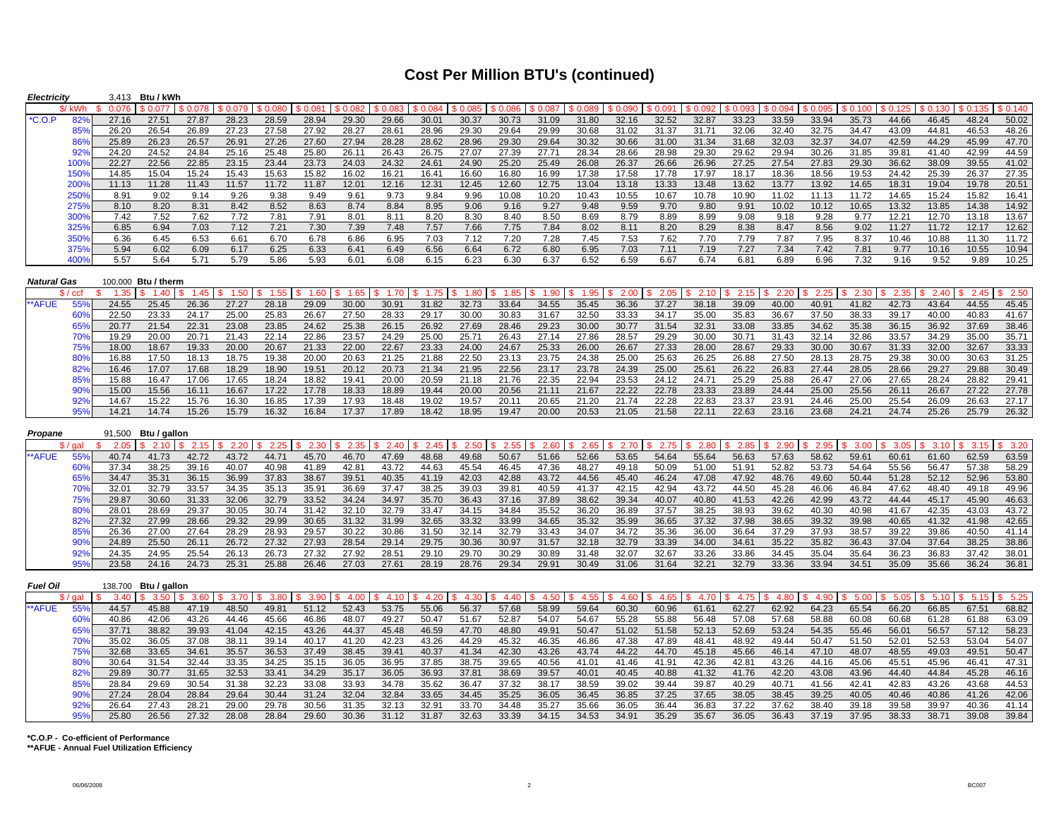# Cost Per Million BTU's (continued)

***Electricity*** 3,413 **Btu / kWh**

| | $/ kWh | $ 0.076 | $ 0.077 | $ 0.078 | $ 0.079 | $ 0.080 | $ 0.081 | $ 0.082 | $ 0.083 | $ 0.084 | $ 0.085 | $ 0.086 | $ 0.087 | $ 0.089 | $ 0.090 | $ 0.091 | $ 0.092 | $ 0.093 | $ 0.094 | $ 0.095 | $ 0.100 | $ 0.125 | $ 0.130 | $ 0.135 | $ 0.140 |
|---|---|---|---|---|---|---|---|---|---|---|---|---|---|---|---|---|---|---|---|---|---|---|---|---|---|
| *C.O.P | 82% | 27.16 | 27.51 | 27.87 | 28.23 | 28.59 | 28.94 | 29.30 | 29.66 | 30.01 | 30.37 | 30.73 | 31.09 | 31.80 | 32.16 | 32.52 | 32.87 | 33.23 | 33.59 | 33.94 | 35.73 | 44.66 | 46.45 | 48.24 | 50.02 |
| | 85% | 26.20 | 26.54 | 26.89 | 27.23 | 27.58 | 27.92 | 28.27 | 28.61 | 28.96 | 29.30 | 29.64 | 29.99 | 30.68 | 31.02 | 31.37 | 31.71 | 32.06 | 32.40 | 32.75 | 34.47 | 43.09 | 44.81 | 46.53 | 48.26 |
| | 86% | 25.89 | 26.23 | 26.57 | 26.91 | 27.26 | 27.60 | 27.94 | 28.28 | 28.62 | 28.96 | 29.30 | 29.64 | 30.32 | 30.66 | 31.00 | 31.34 | 31.68 | 32.03 | 32.37 | 34.07 | 42.59 | 44.29 | 45.99 | 47.70 |
| | 92% | 24.20 | 24.52 | 24.84 | 25.16 | 25.48 | 25.80 | 26.11 | 26.43 | 26.75 | 27.07 | 27.39 | 27.71 | 28.34 | 28.66 | 28.98 | 29.30 | 29.62 | 29.94 | 30.26 | 31.85 | 39.81 | 41.40 | 42.99 | 44.59 |
| | 100% | 22.27 | 22.56 | 22.85 | 23.15 | 23.44 | 23.73 | 24.03 | 24.32 | 24.61 | 24.90 | 25.20 | 25.49 | 26.08 | 26.37 | 26.66 | 26.96 | 27.25 | 27.54 | 27.83 | 29.30 | 36.62 | 38.09 | 39.55 | 41.02 |
| | 150% | 14.85 | 15.04 | 15.24 | 15.43 | 15.63 | 15.82 | 16.02 | 16.21 | 16.41 | 16.60 | 16.80 | 16.99 | 17.38 | 17.58 | 17.78 | 17.97 | 18.17 | 18.36 | 18.56 | 19.53 | 24.42 | 25.39 | 26.37 | 27.35 |
| | 200% | 11.13 | 11.28 | 11.43 | 11.57 | 11.72 | 11.87 | 12.01 | 12.16 | 12.31 | 12.45 | 12.60 | 12.75 | 13.04 | 13.18 | 13.33 | 13.48 | 13.62 | 13.77 | 13.92 | 14.65 | 18.31 | 19.04 | 19.78 | 20.51 |
| | 250% | 8.91 | 9.02 | 9.14 | 9.26 | 9.38 | 9.49 | 9.61 | 9.73 | 9.84 | 9.96 | 10.08 | 10.20 | 10.43 | 10.55 | 10.67 | 10.78 | 10.90 | 11.02 | 11.13 | 11.72 | 14.65 | 15.24 | 15.82 | 16.41 |
| | 275% | 8.10 | 8.20 | 8.31 | 8.42 | 8.52 | 8.63 | 8.74 | 8.84 | 8.95 | 9.06 | 9.16 | 9.27 | 9.48 | 9.59 | 9.70 | 9.80 | 9.91 | 10.02 | 10.12 | 10.65 | 13.32 | 13.85 | 14.38 | 14.92 |
| | 300% | 7.42 | 7.52 | 7.62 | 7.72 | 7.81 | 7.91 | 8.01 | 8.11 | 8.20 | 8.30 | 8.40 | 8.50 | 8.69 | 8.79 | 8.89 | 8.99 | 9.08 | 9.18 | 9.28 | 9.77 | 12.21 | 12.70 | 13.18 | 13.67 |
| | 325% | 6.85 | 6.94 | 7.03 | 7.12 | 7.21 | 7.30 | 7.39 | 7.48 | 7.57 | 7.66 | 7.75 | 7.84 | 8.02 | 8.11 | 8.20 | 8.29 | 8.38 | 8.47 | 8.56 | 9.02 | 11.27 | 11.72 | 12.17 | 12.62 |
| | 350% | 6.36 | 6.45 | 6.53 | 6.61 | 6.70 | 6.78 | 6.86 | 6.95 | 7.03 | 7.12 | 7.20 | 7.28 | 7.45 | 7.53 | 7.62 | 7.70 | 7.79 | 7.87 | 7.95 | 8.37 | 10.46 | 10.88 | 11.30 | 11.72 |
| | 375% | 5.94 | 6.02 | 6.09 | 6.17 | 6.25 | 6.33 | 6.41 | 6.49 | 6.56 | 6.64 | 6.72 | 6.80 | 6.95 | 7.03 | 7.11 | 7.19 | 7.27 | 7.34 | 7.42 | 7.81 | 9.77 | 10.16 | 10.55 | 10.94 |
| | 400% | 5.57 | 5.64 | 5.71 | 5.79 | 5.86 | 5.93 | 6.01 | 6.08 | 6.15 | 6.23 | 6.30 | 6.37 | 6.52 | 6.59 | 6.67 | 6.74 | 6.81 | 6.89 | 6.96 | 7.32 | 9.16 | 9.52 | 9.89 | 10.25 |

***Natural Gas*** 100,000 **Btu / therm**

| | $ / ccf | $ 1.35 | $ 1.40 | $ 1.45 | $ 1.50 | $ 1.55 | $ 1.60 | $ 1.65 | $ 1.70 | $ 1.75 | $ 1.80 | $ 1.85 | $ 1.90 | $ 1.95 | $ 2.00 | $ 2.05 | $ 2.10 | $ 2.15 | $ 2.20 | $ 2.25 | $ 2.30 | $ 2.35 | $ 2.40 | $ 2.45 | $ 2.50 |
|---|---|---|---|---|---|---|---|---|---|---|---|---|---|---|---|---|---|---|---|---|---|---|---|---|---|
| **AFUE | 55% | 24.55 | 25.45 | 26.36 | 27.27 | 28.18 | 29.09 | 30.00 | 30.91 | 31.82 | 32.73 | 33.64 | 34.55 | 35.45 | 36.36 | 37.27 | 38.18 | 39.09 | 40.00 | 40.91 | 41.82 | 42.73 | 43.64 | 44.55 | 45.45 |
| | 60% | 22.50 | 23.33 | 24.17 | 25.00 | 25.83 | 26.67 | 27.50 | 28.33 | 29.17 | 30.00 | 30.83 | 31.67 | 32.50 | 33.33 | 34.17 | 35.00 | 35.83 | 36.67 | 37.50 | 38.33 | 39.17 | 40.00 | 40.83 | 41.67 |
| | 65% | 20.77 | 21.54 | 22.31 | 23.08 | 23.85 | 24.62 | 25.38 | 26.15 | 26.92 | 27.69 | 28.46 | 29.23 | 30.00 | 30.77 | 31.54 | 32.31 | 33.08 | 33.85 | 34.62 | 35.38 | 36.15 | 36.92 | 37.69 | 38.46 |
| | 70% | 19.29 | 20.00 | 20.71 | 21.43 | 22.14 | 22.86 | 23.57 | 24.29 | 25.00 | 25.71 | 26.43 | 27.14 | 27.86 | 28.57 | 29.29 | 30.00 | 30.71 | 31.43 | 32.14 | 32.86 | 33.57 | 34.29 | 35.00 | 35.71 |
| | 75% | 18.00 | 18.67 | 19.33 | 20.00 | 20.67 | 21.33 | 22.00 | 22.67 | 23.33 | 24.00 | 24.67 | 25.33 | 26.00 | 26.67 | 27.33 | 28.00 | 28.67 | 29.33 | 30.00 | 30.67 | 31.33 | 32.00 | 32.67 | 33.33 |
| | 80% | 16.88 | 17.50 | 18.13 | 18.75 | 19.38 | 20.00 | 20.63 | 21.25 | 21.88 | 22.50 | 23.13 | 23.75 | 24.38 | 25.00 | 25.63 | 26.25 | 26.88 | 27.50 | 28.13 | 28.75 | 29.38 | 30.00 | 30.63 | 31.25 |
| | 82% | 16.46 | 17.07 | 17.68 | 18.29 | 18.90 | 19.51 | 20.12 | 20.73 | 21.34 | 21.95 | 22.56 | 23.17 | 23.78 | 24.39 | 25.00 | 25.61 | 26.22 | 26.83 | 27.44 | 28.05 | 28.66 | 29.27 | 29.88 | 30.49 |
| | 85% | 15.88 | 16.47 | 17.06 | 17.65 | 18.24 | 18.82 | 19.41 | 20.00 | 20.59 | 21.18 | 21.76 | 22.35 | 22.94 | 23.53 | 24.12 | 24.71 | 25.29 | 25.88 | 26.47 | 27.06 | 27.65 | 28.24 | 28.82 | 29.41 |
| | 90% | 15.00 | 15.56 | 16.11 | 16.67 | 17.22 | 17.78 | 18.33 | 18.89 | 19.44 | 20.00 | 20.56 | 21.11 | 21.67 | 22.22 | 22.78 | 23.33 | 23.89 | 24.44 | 25.00 | 25.56 | 26.11 | 26.67 | 27.22 | 27.78 |
| | 92% | 14.67 | 15.22 | 15.76 | 16.30 | 16.85 | 17.39 | 17.93 | 18.48 | 19.02 | 19.57 | 20.11 | 20.65 | 21.20 | 21.74 | 22.28 | 22.83 | 23.37 | 23.91 | 24.46 | 25.00 | 25.54 | 26.09 | 26.63 | 27.17 |
| | 95% | 14.21 | 14.74 | 15.26 | 15.79 | 16.32 | 16.84 | 17.37 | 17.89 | 18.42 | 18.95 | 19.47 | 20.00 | 20.53 | 21.05 | 21.58 | 22.11 | 22.63 | 23.16 | 23.68 | 24.21 | 24.74 | 25.26 | 25.79 | 26.32 |

***Propane*** 91,500 **Btu / gallon**

| | $ / gal | $ 2.05 | $ 2.10 | $ 2.15 | $ 2.20 | $ 2.25 | $ 2.30 | $ 2.35 | $ 2.40 | $ 2.45 | $ 2.50 | $ 2.55 | $ 2.60 | $ 2.65 | $ 2.70 | $ 2.75 | $ 2.80 | $ 2.85 | $ 2.90 | $ 2.95 | $ 3.00 | $ 3.05 | $ 3.10 | $ 3.15 | $ 3.20 |
|---|---|---|---|---|---|---|---|---|---|---|---|---|---|---|---|---|---|---|---|---|---|---|---|---|---|
| **AFUE | 55% | 40.74 | 41.73 | 42.72 | 43.72 | 44.71 | 45.70 | 46.70 | 47.69 | 48.68 | 49.68 | 50.67 | 51.66 | 52.66 | 53.65 | 54.64 | 55.64 | 56.63 | 57.63 | 58.62 | 59.61 | 60.61 | 61.60 | 62.59 | 63.59 |
| | 60% | 37.34 | 38.25 | 39.16 | 40.07 | 40.98 | 41.89 | 42.81 | 43.72 | 44.63 | 45.54 | 46.45 | 47.36 | 48.27 | 49.18 | 50.09 | 51.00 | 51.91 | 52.82 | 53.73 | 54.64 | 55.56 | 56.47 | 57.38 | 58.29 |
| | 65% | 34.47 | 35.31 | 36.15 | 36.99 | 37.83 | 38.67 | 39.51 | 40.35 | 41.19 | 42.03 | 42.88 | 43.72 | 44.56 | 45.40 | 46.24 | 47.08 | 47.92 | 48.76 | 49.60 | 50.44 | 51.28 | 52.12 | 52.96 | 53.80 |
| | 70% | 32.01 | 32.79 | 33.57 | 34.35 | 35.13 | 35.91 | 36.69 | 37.47 | 38.25 | 39.03 | 39.81 | 40.59 | 41.37 | 42.15 | 42.94 | 43.72 | 44.50 | 45.28 | 46.06 | 46.84 | 47.62 | 48.40 | 49.18 | 49.96 |
| | 75% | 29.87 | 30.60 | 31.33 | 32.06 | 32.79 | 33.52 | 34.24 | 34.97 | 35.70 | 36.43 | 37.16 | 37.89 | 38.62 | 39.34 | 40.07 | 40.80 | 41.53 | 42.26 | 42.99 | 43.72 | 44.44 | 45.17 | 45.90 | 46.63 |
| | 80% | 28.01 | 28.69 | 29.37 | 30.05 | 30.74 | 31.42 | 32.10 | 32.79 | 33.47 | 34.15 | 34.84 | 35.52 | 36.20 | 36.89 | 37.57 | 38.25 | 38.93 | 39.62 | 40.30 | 40.98 | 41.67 | 42.35 | 43.03 | 43.72 |
| | 82% | 27.32 | 27.99 | 28.66 | 29.32 | 29.99 | 30.65 | 31.32 | 31.99 | 32.65 | 33.32 | 33.99 | 34.65 | 35.32 | 35.99 | 36.65 | 37.32 | 37.98 | 38.65 | 39.32 | 39.98 | 40.65 | 41.32 | 41.98 | 42.65 |
| | 85% | 26.36 | 27.00 | 27.64 | 28.29 | 28.93 | 29.57 | 30.22 | 30.86 | 31.50 | 32.14 | 32.79 | 33.43 | 34.07 | 34.72 | 35.36 | 36.00 | 36.64 | 37.29 | 37.93 | 38.57 | 39.22 | 39.86 | 40.50 | 41.14 |
| | 90% | 24.89 | 25.50 | 26.11 | 26.72 | 27.32 | 27.93 | 28.54 | 29.14 | 29.75 | 30.36 | 30.97 | 31.57 | 32.18 | 32.79 | 33.39 | 34.00 | 34.61 | 35.22 | 35.82 | 36.43 | 37.04 | 37.64 | 38.25 | 38.86 |
| | 92% | 24.35 | 24.95 | 25.54 | 26.13 | 26.73 | 27.32 | 27.92 | 28.51 | 29.10 | 29.70 | 30.29 | 30.89 | 31.48 | 32.07 | 32.67 | 33.26 | 33.86 | 34.45 | 35.04 | 35.64 | 36.23 | 36.83 | 37.42 | 38.01 |
| | 95% | 23.58 | 24.16 | 24.73 | 25.31 | 25.88 | 26.46 | 27.03 | 27.61 | 28.19 | 28.76 | 29.34 | 29.91 | 30.49 | 31.06 | 31.64 | 32.21 | 32.79 | 33.36 | 33.94 | 34.51 | 35.09 | 35.66 | 36.24 | 36.81 |

***Fuel Oil*** 138,700 **Btu / gallon**

| | $ / gal | $ 3.40 | $ 3.50 | $ 3.60 | $ 3.70 | $ 3.80 | $ 3.90 | $ 4.00 | $ 4.10 | $ 4.20 | $ 4.30 | $ 4.40 | $ 4.50 | $ 4.55 | $ 4.60 | $ 4.65 | $ 4.70 | $ 4.75 | $ 4.80 | $ 4.90 | $ 5.00 | $ 5.05 | $ 5.10 | $ 5.15 | $ 5.25 |
|---|---|---|---|---|---|---|---|---|---|---|---|---|---|---|---|---|---|---|---|---|---|---|---|---|---|
| **AFUE | 55% | 44.57 | 45.88 | 47.19 | 48.50 | 49.81 | 51.12 | 52.43 | 53.75 | 55.06 | 56.37 | 57.68 | 58.99 | 59.64 | 60.30 | 60.96 | 61.61 | 62.27 | 62.92 | 64.23 | 65.54 | 66.20 | 66.85 | 67.51 | 68.82 |
| | 60% | 40.86 | 42.06 | 43.26 | 44.46 | 45.66 | 46.86 | 48.07 | 49.27 | 50.47 | 51.67 | 52.87 | 54.07 | 54.67 | 55.28 | 55.88 | 56.48 | 57.08 | 57.68 | 58.88 | 60.08 | 60.68 | 61.28 | 61.88 | 63.09 |
| | 65% | 37.71 | 38.82 | 39.93 | 41.04 | 42.15 | 43.26 | 44.37 | 45.48 | 46.59 | 47.70 | 48.80 | 49.91 | 50.47 | 51.02 | 51.58 | 52.13 | 52.69 | 53.24 | 54.35 | 55.46 | 56.01 | 56.57 | 57.12 | 58.23 |
| | 70% | 35.02 | 36.05 | 37.08 | 38.11 | 39.14 | 40.17 | 41.20 | 42.23 | 43.26 | 44.29 | 45.32 | 46.35 | 46.86 | 47.38 | 47.89 | 48.41 | 48.92 | 49.44 | 50.47 | 51.50 | 52.01 | 52.53 | 53.04 | 54.07 |
| | 75% | 32.68 | 33.65 | 34.61 | 35.57 | 36.53 | 37.49 | 38.45 | 39.41 | 40.37 | 41.34 | 42.30 | 43.26 | 43.74 | 44.22 | 44.70 | 45.18 | 45.66 | 46.14 | 47.10 | 48.07 | 48.55 | 49.03 | 49.51 | 50.47 |
| | 80% | 30.64 | 31.54 | 32.44 | 33.35 | 34.25 | 35.15 | 36.05 | 36.95 | 37.85 | 38.75 | 39.65 | 40.56 | 41.01 | 41.46 | 41.91 | 42.36 | 42.81 | 43.26 | 44.16 | 45.06 | 45.51 | 45.96 | 46.41 | 47.31 |
| | 82% | 29.89 | 30.77 | 31.65 | 32.53 | 33.41 | 34.29 | 35.17 | 36.05 | 36.93 | 37.81 | 38.69 | 39.57 | 40.01 | 40.45 | 40.88 | 41.32 | 41.76 | 42.20 | 43.08 | 43.96 | 44.40 | 44.84 | 45.28 | 46.16 |
| | 85% | 28.84 | 29.69 | 30.54 | 31.38 | 32.23 | 33.08 | 33.93 | 34.78 | 35.62 | 36.47 | 37.32 | 38.17 | 38.59 | 39.02 | 39.44 | 39.87 | 40.29 | 40.71 | 41.56 | 42.41 | 42.83 | 43.26 | 43.68 | 44.53 |
| | 90% | 27.24 | 28.04 | 28.84 | 29.64 | 30.44 | 31.24 | 32.04 | 32.84 | 33.65 | 34.45 | 35.25 | 36.05 | 36.45 | 36.85 | 37.25 | 37.65 | 38.05 | 38.45 | 39.25 | 40.05 | 40.46 | 40.86 | 41.26 | 42.06 |
| | 92% | 26.64 | 27.43 | 28.21 | 29.00 | 29.78 | 30.56 | 31.35 | 32.13 | 32.91 | 33.70 | 34.48 | 35.27 | 35.66 | 36.05 | 36.44 | 36.83 | 37.22 | 37.62 | 38.40 | 39.18 | 39.58 | 39.97 | 40.36 | 41.14 |
| | 95% | 25.80 | 26.56 | 27.32 | 28.08 | 28.84 | 29.60 | 30.36 | 31.12 | 31.87 | 32.63 | 33.39 | 34.15 | 34.53 | 34.91 | 35.29 | 35.67 | 36.05 | 36.43 | 37.19 | 37.95 | 38.33 | 38.71 | 39.08 | 39.84 |

***C.O.P - Co-efficient of Performance**

****AFUE - Annual Fuel Utilization Efficiency**